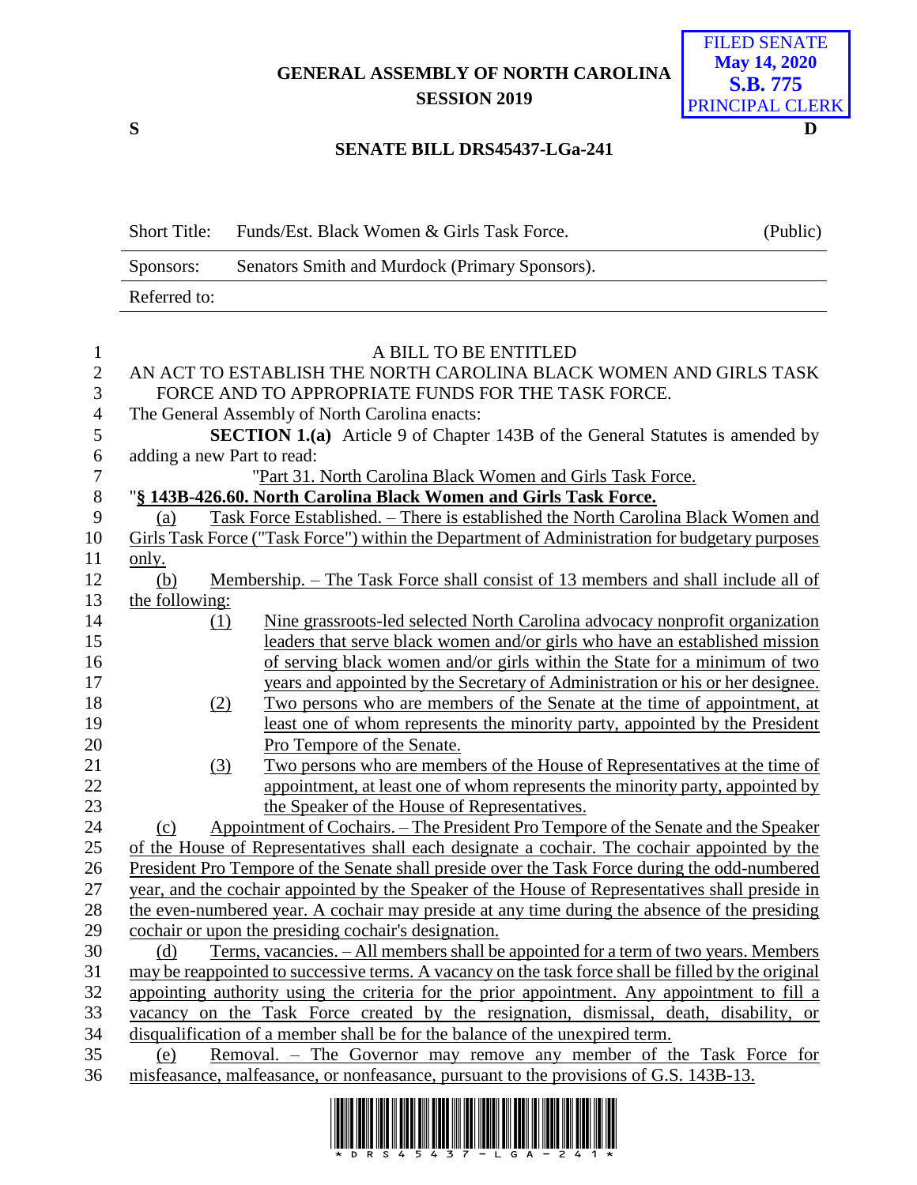FILED SENATE
May 14, 2020
S.B. 775
PRINCIPAL CLERK

# GENERAL ASSEMBLY OF NORTH CAROLINA
# SESSION 2019

S D

## SENATE BILL DRS45437-LGa-241

| Short Title: | Funds/Est. Black Women & Girls Task Force. | (Public) |
|---|---|---|
| Sponsors: | Senators Smith and Murdock (Primary Sponsors). | |
| Referred to: | | |

A BILL TO BE ENTITLED

AN ACT TO ESTABLISH THE NORTH CAROLINA BLACK WOMEN AND GIRLS TASK FORCE AND TO APPROPRIATE FUNDS FOR THE TASK FORCE.

The General Assembly of North Carolina enacts:

**SECTION 1.(a)** Article 9 of Chapter 143B of the General Statutes is amended by adding a new Part to read:

"Part 31. North Carolina Black Women and Girls Task Force.

"**§ 143B-426.60. North Carolina Black Women and Girls Task Force.**

(a) Task Force Established. – There is established the North Carolina Black Women and Girls Task Force ("Task Force") within the Department of Administration for budgetary purposes only.

(b) Membership. – The Task Force shall consist of 13 members and shall include all of the following:

(1) Nine grassroots-led selected North Carolina advocacy nonprofit organization leaders that serve black women and/or girls who have an established mission of serving black women and/or girls within the State for a minimum of two years and appointed by the Secretary of Administration or his or her designee.

(2) Two persons who are members of the Senate at the time of appointment, at least one of whom represents the minority party, appointed by the President Pro Tempore of the Senate.

(3) Two persons who are members of the House of Representatives at the time of appointment, at least one of whom represents the minority party, appointed by the Speaker of the House of Representatives.

(c) Appointment of Cochairs. – The President Pro Tempore of the Senate and the Speaker of the House of Representatives shall each designate a cochair. The cochair appointed by the President Pro Tempore of the Senate shall preside over the Task Force during the odd-numbered year, and the cochair appointed by the Speaker of the House of Representatives shall preside in the even-numbered year. A cochair may preside at any time during the absence of the presiding cochair or upon the presiding cochair's designation.

(d) Terms, vacancies. – All members shall be appointed for a term of two years. Members may be reappointed to successive terms. A vacancy on the task force shall be filled by the original appointing authority using the criteria for the prior appointment. Any appointment to fill a vacancy on the Task Force created by the resignation, dismissal, death, disability, or disqualification of a member shall be for the balance of the unexpired term.

(e) Removal. – The Governor may remove any member of the Task Force for misfeasance, malfeasance, or nonfeasance, pursuant to the provisions of G.S. 143B-13.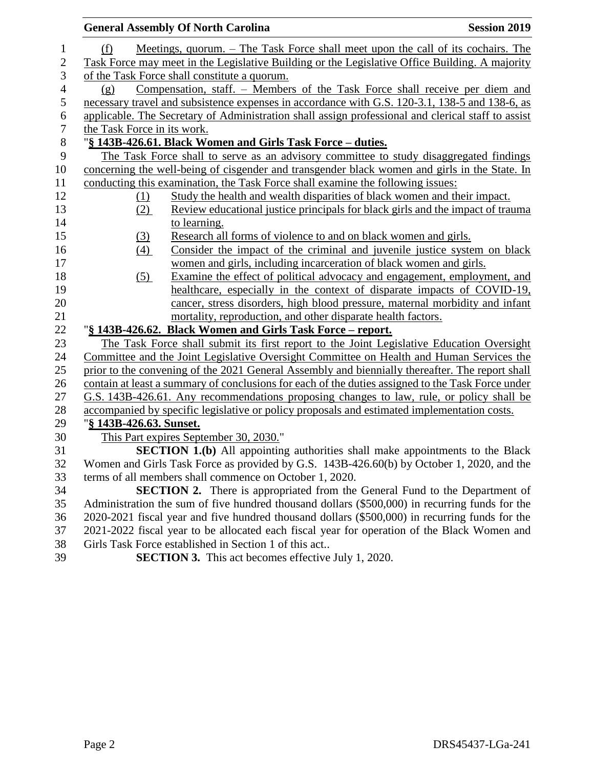(f) Meetings, quorum. – The Task Force shall meet upon the call of its cochairs. The Task Force may meet in the Legislative Building or the Legislative Office Building. A majority of the Task Force shall constitute a quorum.

(g) Compensation, staff. – Members of the Task Force shall receive per diem and necessary travel and subsistence expenses in accordance with G.S. 120-3.1, 138-5 and 138-6, as applicable. The Secretary of Administration shall assign professional and clerical staff to assist the Task Force in its work.

"**§ 143B-426.61. Black Women and Girls Task Force – duties.**

The Task Force shall to serve as an advisory committee to study disaggregated findings concerning the well-being of cisgender and transgender black women and girls in the State. In conducting this examination, the Task Force shall examine the following issues:

(1) Study the health and wealth disparities of black women and their impact.

(2) Review educational justice principals for black girls and the impact of trauma to learning.

(3) Research all forms of violence to and on black women and girls.

(4) Consider the impact of the criminal and juvenile justice system on black women and girls, including incarceration of black women and girls.

(5) Examine the effect of political advocacy and engagement, employment, and healthcare, especially in the context of disparate impacts of COVID-19, cancer, stress disorders, high blood pressure, maternal morbidity and infant mortality, reproduction, and other disparate health factors.

"**§ 143B-426.62. Black Women and Girls Task Force – report.**

The Task Force shall submit its first report to the Joint Legislative Education Oversight Committee and the Joint Legislative Oversight Committee on Health and Human Services the prior to the convening of the 2021 General Assembly and biennially thereafter. The report shall contain at least a summary of conclusions for each of the duties assigned to the Task Force under G.S. 143B-426.61. Any recommendations proposing changes to law, rule, or policy shall be accompanied by specific legislative or policy proposals and estimated implementation costs.

"**§ 143B-426.63. Sunset.**

This Part expires September 30, 2030."

**SECTION 1.(b)** All appointing authorities shall make appointments to the Black Women and Girls Task Force as provided by G.S. 143B-426.60(b) by October 1, 2020, and the terms of all members shall commence on October 1, 2020.

**SECTION 2.** There is appropriated from the General Fund to the Department of Administration the sum of five hundred thousand dollars ($500,000) in recurring funds for the 2020-2021 fiscal year and five hundred thousand dollars ($500,000) in recurring funds for the 2021-2022 fiscal year to be allocated each fiscal year for operation of the Black Women and Girls Task Force established in Section 1 of this act..

**SECTION 3.** This act becomes effective July 1, 2020.